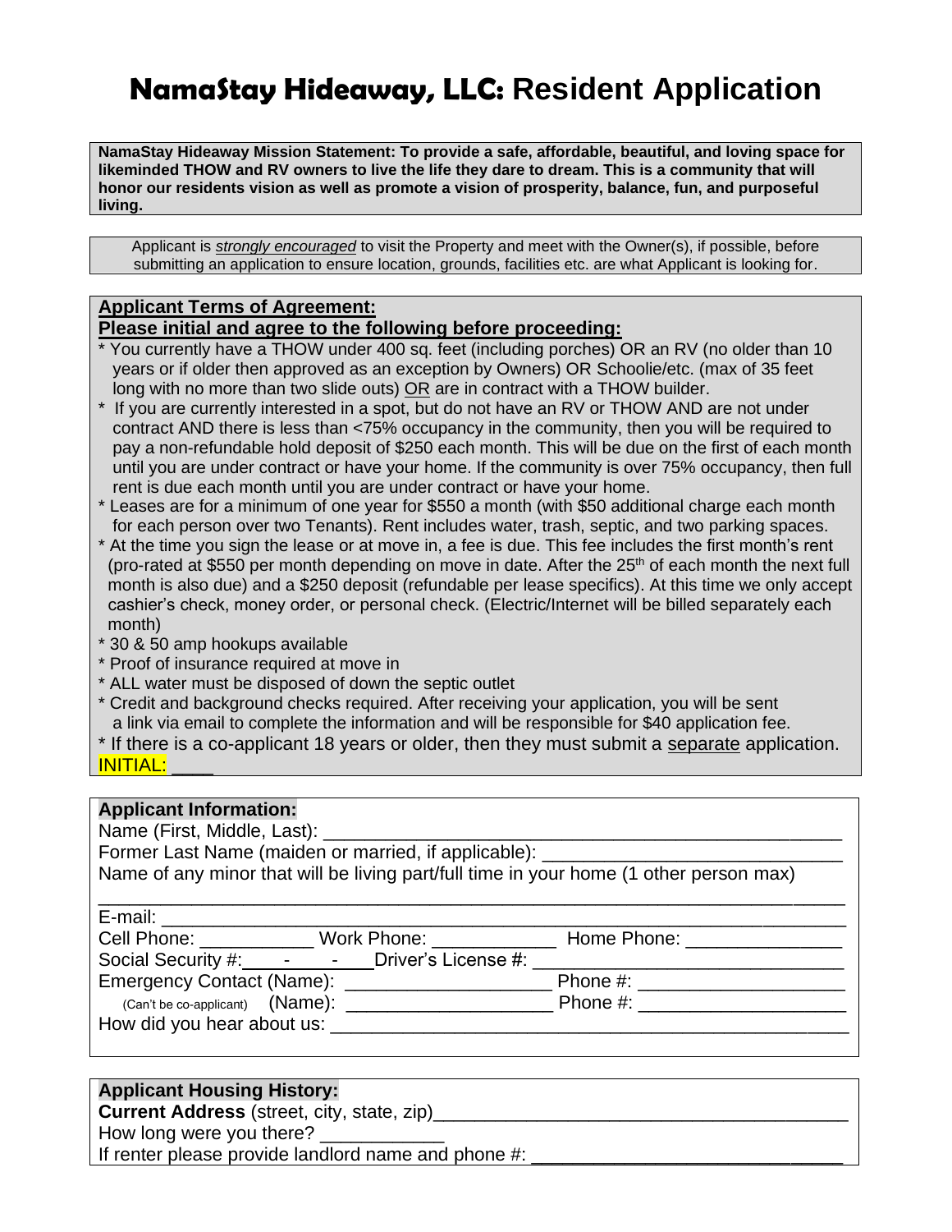# NamaStay Hideaway, LLC: Resident Application

**NamaStay Hideaway Mission Statement: To provide a safe, affordable, beautiful, and loving space for likeminded THOW and RV owners to live the life they dare to dream. This is a community that will honor our residents vision as well as promote a vision of prosperity, balance, fun, and purposeful living.**

Applicant is ***strongly encouraged*** to visit the Property and meet with the Owner(s), if possible, before submitting an application to ensure location, grounds, facilities etc. are what Applicant is looking for.

**Applicant Terms of Agreement:**
**Please initial and agree to the following before proceeding:**

* You currently have a THOW under 400 sq. feet (including porches) OR an RV (no older than 10 years or if older then approved as an exception by Owners) OR Schoolie/etc. (max of 35 feet long with no more than two slide outs) OR are in contract with a THOW builder.
* If you are currently interested in a spot, but do not have an RV or THOW AND are not under contract AND there is less than <75% occupancy in the community, then you will be required to pay a non-refundable hold deposit of $250 each month. This will be due on the first of each month until you are under contract or have your home. If the community is over 75% occupancy, then full rent is due each month until you are under contract or have your home.
* Leases are for a minimum of one year for $550 a month (with $50 additional charge each month for each person over two Tenants). Rent includes water, trash, septic, and two parking spaces.
* At the time you sign the lease or at move in, a fee is due. This fee includes the first month's rent (pro-rated at $550 per month depending on move in date. After the 25th of each month the next full month is also due) and a $250 deposit (refundable per lease specifics). At this time we only accept cashier's check, money order, or personal check. (Electric/Internet will be billed separately each month)
* 30 & 50 amp hookups available
* Proof of insurance required at move in
* ALL water must be disposed of down the septic outlet
* Credit and background checks required. After receiving your application, you will be sent a link via email to complete the information and will be responsible for $40 application fee.
* If there is a co-applicant 18 years or older, then they must submit a separate application.

INITIAL: ____

**Applicant Information:**

Name (First, Middle, Last): ______________________________________________

Former Last Name (maiden or married, if applicable): ___________________________

Name of any minor that will be living part/full time in your home (1 other person max)

________________________________________________________________________

E-mail: __________________________________________________________________

Cell Phone: ___________ Work Phone: ___________ Home Phone: _______________

Social Security #: ____ - ____ - ____ Driver's License #: ___________________________

Emergency Contact (Name): ____________________ Phone #: ____________________

(Can't be co-applicant) (Name): ____________________ Phone #: ____________________

How did you hear about us: ________________________________________________

**Applicant Housing History:**

**Current Address** (street, city, state, zip)________________________________________

How long were you there? ____________

If renter please provide landlord name and phone #: ______________________________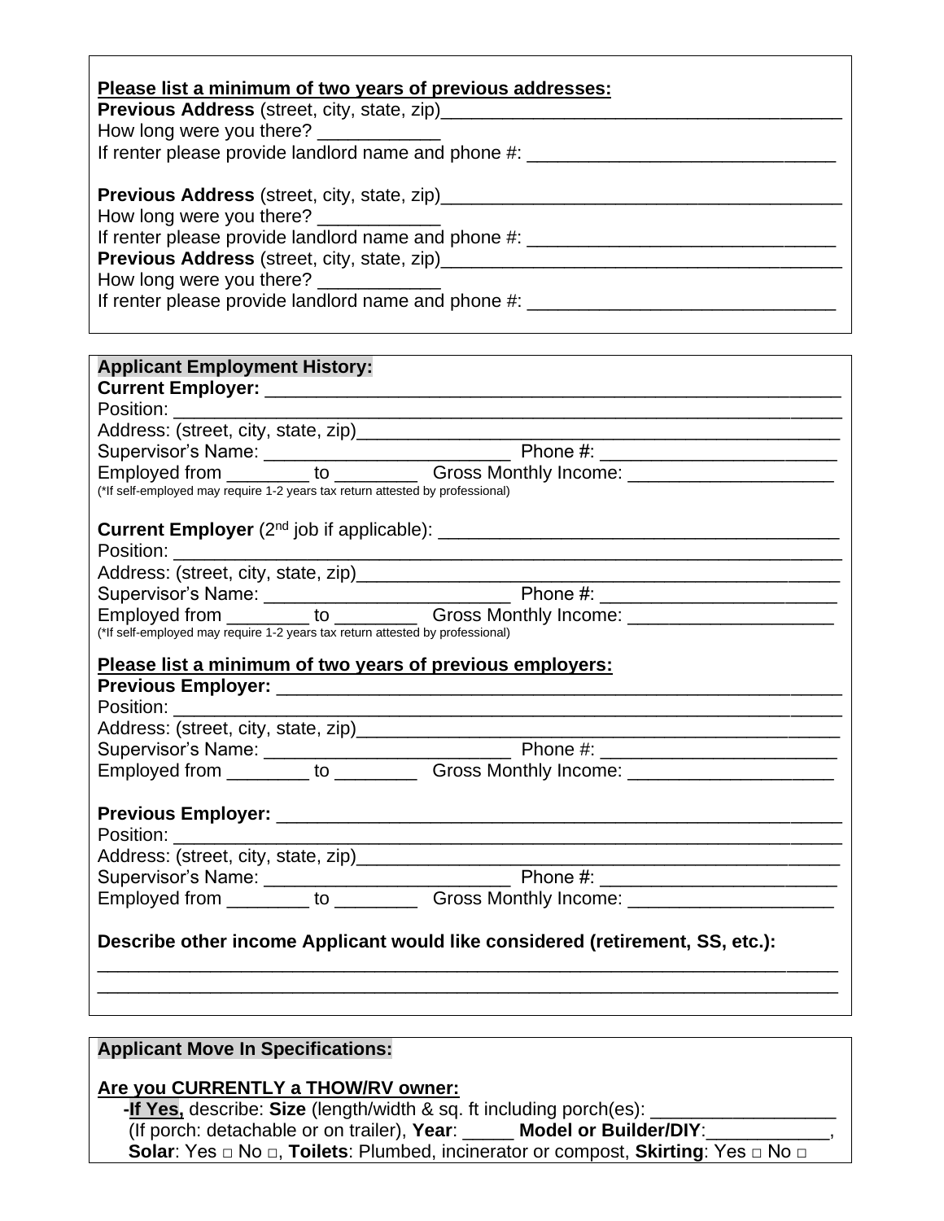**Please list a minimum of two years of previous addresses:**

**Previous Address** (street, city, state, zip)________________________________________

How long were you there? ____________

If renter please provide landlord name and phone #: ______________________________

**Previous Address** (street, city, state, zip)________________________________________

How long were you there? ____________

If renter please provide landlord name and phone #: ______________________________

**Previous Address** (street, city, state, zip)________________________________________

How long were you there? ____________

If renter please provide landlord name and phone #: ______________________________

**Applicant Employment History:**

**Current Employer:** ________________________________________________________

Position: ______________________________________________________________

Address: (street, city, state, zip)________________________________________________

Supervisor's Name: ________________________ Phone #: _______________________

Employed from ________ to ________ Gross Monthly Income: ____________________

(*If self-employed may require 1-2 years tax return attested by professional)

**Current Employer** (2nd job if applicable): ______________________________________

Position: ______________________________________________________________

Address: (street, city, state, zip)________________________________________________

Supervisor's Name: ________________________ Phone #: _______________________

Employed from ________ to ________ Gross Monthly Income: ____________________

(*If self-employed may require 1-2 years tax return attested by professional)

**Please list a minimum of two years of previous employers:**

**Previous Employer:** ________________________________________________________

Position: ______________________________________________________________

Address: (street, city, state, zip)________________________________________________

Supervisor's Name: ________________________ Phone #: _______________________

Employed from ________ to ________ Gross Monthly Income: ____________________

**Previous Employer:** ________________________________________________________

Position: ______________________________________________________________

Address: (street, city, state, zip)________________________________________________

Supervisor's Name: ________________________ Phone #: _______________________

Employed from ________ to ________ Gross Monthly Income: ____________________

**Describe other income Applicant would like considered (retirement, SS, etc.):**

_________________________________________________________________________

_________________________________________________________________________

**Applicant Move In Specifications:**

**Are you CURRENTLY a THOW/RV owner:**

**-If Yes,** describe: **Size** (length/width & sq. ft including porch(es): ___________________
(If porch: detachable or on trailer), **Year**: _____ **Model or Builder/DIY**:____________,
**Solar**: Yes □ No □, **Toilets**: Plumbed, incinerator or compost, **Skirting**: Yes □ No □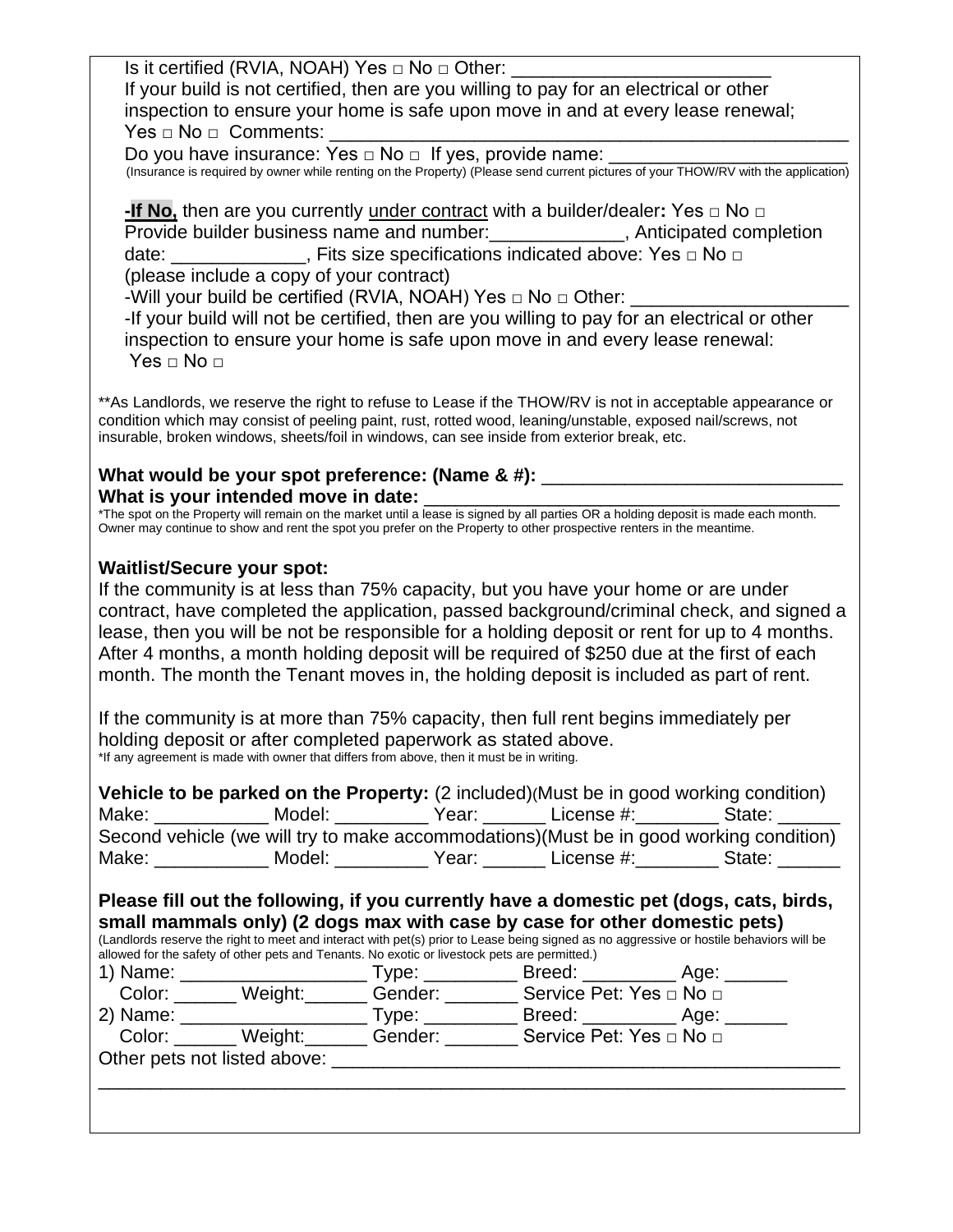Is it certified (RVIA, NOAH) Yes □ No □ Other: ________________________

If your build is not certified, then are you willing to pay for an electrical or other inspection to ensure your home is safe upon move in and at every lease renewal; Yes □ No □ Comments: ________________________________________________

Do you have insurance: Yes □ No □ If yes, provide name: ______________________

(Insurance is required by owner while renting on the Property) (Please send current pictures of your THOW/RV with the application)

**-If No,** then are you currently under contract with a builder/dealer**:** Yes □ No □

Provide builder business name and number:_____________, Anticipated completion date: _____________, Fits size specifications indicated above: Yes □ No □ (please include a copy of your contract)

-Will your build be certified (RVIA, NOAH) Yes □ No □ Other: ____________________

-If your build will not be certified, then are you willing to pay for an electrical or other inspection to ensure your home is safe upon move in and every lease renewal: Yes □ No □

**As Landlords, we reserve the right to refuse to Lease if the THOW/RV is not in acceptable appearance or condition which may consist of peeling paint, rust, rotted wood, leaning/unstable, exposed nail/screws, not insurable, broken windows, sheets/foil in windows, can see inside from exterior break, etc.

**What would be your spot preference: (Name & #):** _____________________________

**What is your intended move in date:** ________________________________________

*The spot on the Property will remain on the market until a lease is signed by all parties OR a holding deposit is made each month. Owner may continue to show and rent the spot you prefer on the Property to other prospective renters in the meantime.

**Waitlist/Secure your spot:**

If the community is at less than 75% capacity, but you have your home or are under contract, have completed the application, passed background/criminal check, and signed a lease, then you will be not be responsible for a holding deposit or rent for up to 4 months. After 4 months, a month holding deposit will be required of $250 due at the first of each month. The month the Tenant moves in, the holding deposit is included as part of rent.

If the community is at more than 75% capacity, then full rent begins immediately per holding deposit or after completed paperwork as stated above.

*If any agreement is made with owner that differs from above, then it must be in writing.

**Vehicle to be parked on the Property:** (2 included)(Must be in good working condition)

Make: ___________ Model: _________ Year: ______ License #:________ State: ______

Second vehicle (we will try to make accommodations)(Must be in good working condition)

Make: ___________ Model: _________ Year: ______ License #:________ State: ______

**Please fill out the following, if you currently have a domestic pet (dogs, cats, birds, small mammals only) (2 dogs max with case by case for other domestic pets)**

(Landlords reserve the right to meet and interact with pet(s) prior to Lease being signed as no aggressive or hostile behaviors will be allowed for the safety of other pets and Tenants. No exotic or livestock pets are permitted.)

1) Name: __________________ Type: _________ Breed: _________ Age: ______
   Color: ______ Weight:______ Gender: _______ Service Pet: Yes □ No □

2) Name: __________________ Type: _________ Breed: _________ Age: ______
   Color: ______ Weight:______ Gender: _______ Service Pet: Yes □ No □

Other pets not listed above: ________________________________________________

______________________________________________________________________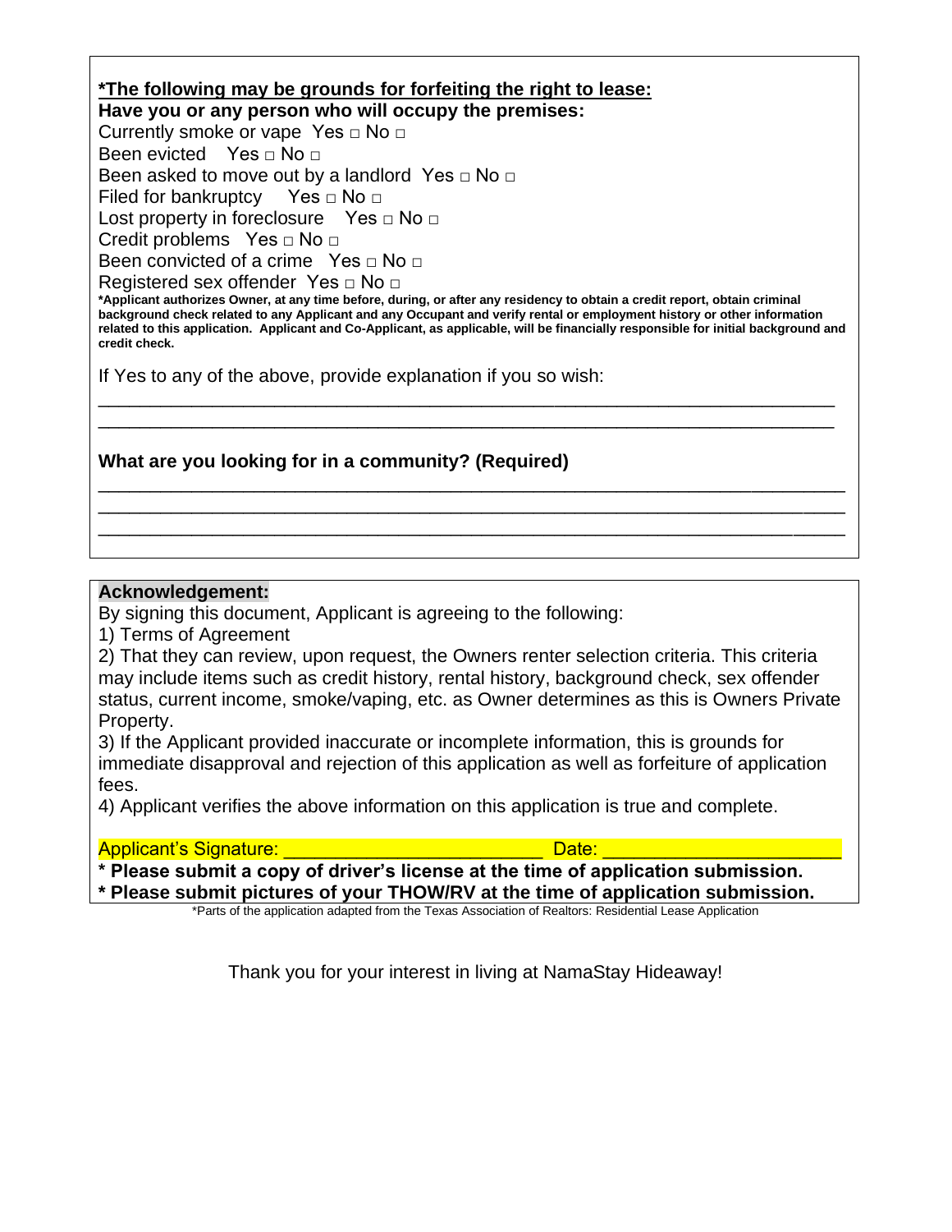**<u>*The following may be grounds for forfeiting the right to lease:</u>**

**Have you or any person who will occupy the premises:**

Currently smoke or vape Yes □ No □

Been evicted Yes □ No □

Been asked to move out by a landlord Yes □ No □

Filed for bankruptcy Yes □ No □

Lost property in foreclosure Yes □ No □

Credit problems Yes □ No □

Been convicted of a crime Yes □ No □

Registered sex offender Yes □ No □

**\*Applicant authorizes Owner, at any time before, during, or after any residency to obtain a credit report, obtain criminal background check related to any Applicant and any Occupant and verify rental or employment history or other information related to this application. Applicant and Co-Applicant, as applicable, will be financially responsible for initial background and credit check.**

If Yes to any of the above, provide explanation if you so wish:

_______________________________________________________________________________

_______________________________________________________________________________

**What are you looking for in a community? (Required)**

_______________________________________________________________________________

_______________________________________________________________________________

_______________________________________________________________________________

**Acknowledgement:**

By signing this document, Applicant is agreeing to the following:

1) Terms of Agreement

2) That they can review, upon request, the Owners renter selection criteria. This criteria may include items such as credit history, rental history, background check, sex offender status, current income, smoke/vaping, etc. as Owner determines as this is Owners Private Property.

3) If the Applicant provided inaccurate or incomplete information, this is grounds for immediate disapproval and rejection of this application as well as forfeiture of application fees.

4) Applicant verifies the above information on this application is true and complete.

Applicant's Signature: ________________________ Date: ______________________

**\* Please submit a copy of driver's license at the time of application submission.**

**\* Please submit pictures of your THOW/RV at the time of application submission.**

*Parts of the application adapted from the Texas Association of Realtors: Residential Lease Application

Thank you for your interest in living at NamaStay Hideaway!